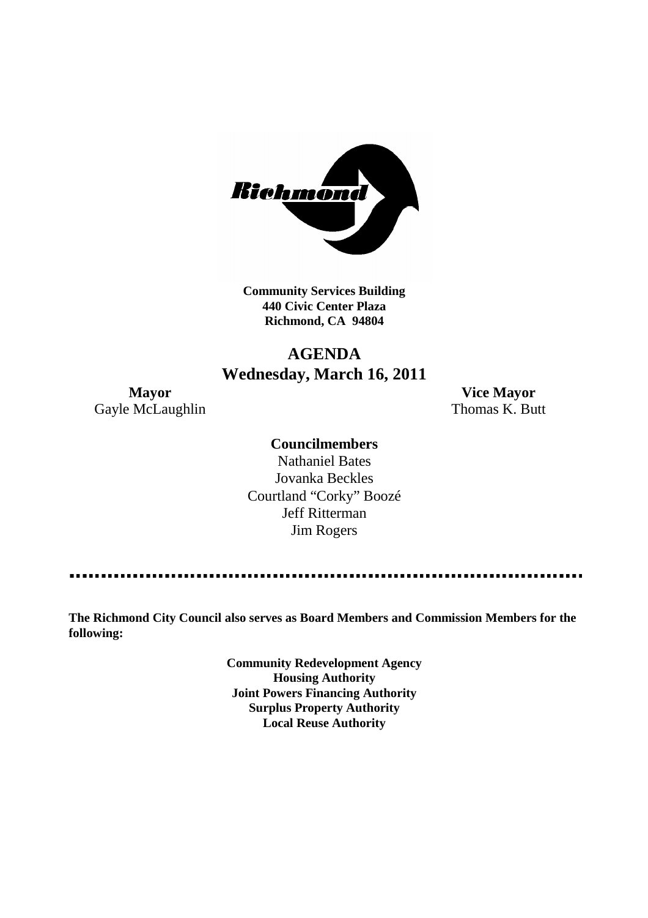**Community Services Building**
**440 Civic Center Plaza**
**Richmond, CA 94804**

# AGENDA
## Wednesday, March 16, 2011

**Mayor**
Gayle McLaughlin

**Vice Mayor**
Thomas K. Butt

**Councilmembers**

Nathaniel Bates
Jovanka Beckles
Courtland "Corky" Boozé
Jeff Ritterman
Jim Rogers

---

**The Richmond City Council also serves as Board Members and Commission Members for the following:**

**Community Redevelopment Agency**
**Housing Authority**
**Joint Powers Financing Authority**
**Surplus Property Authority**
**Local Reuse Authority**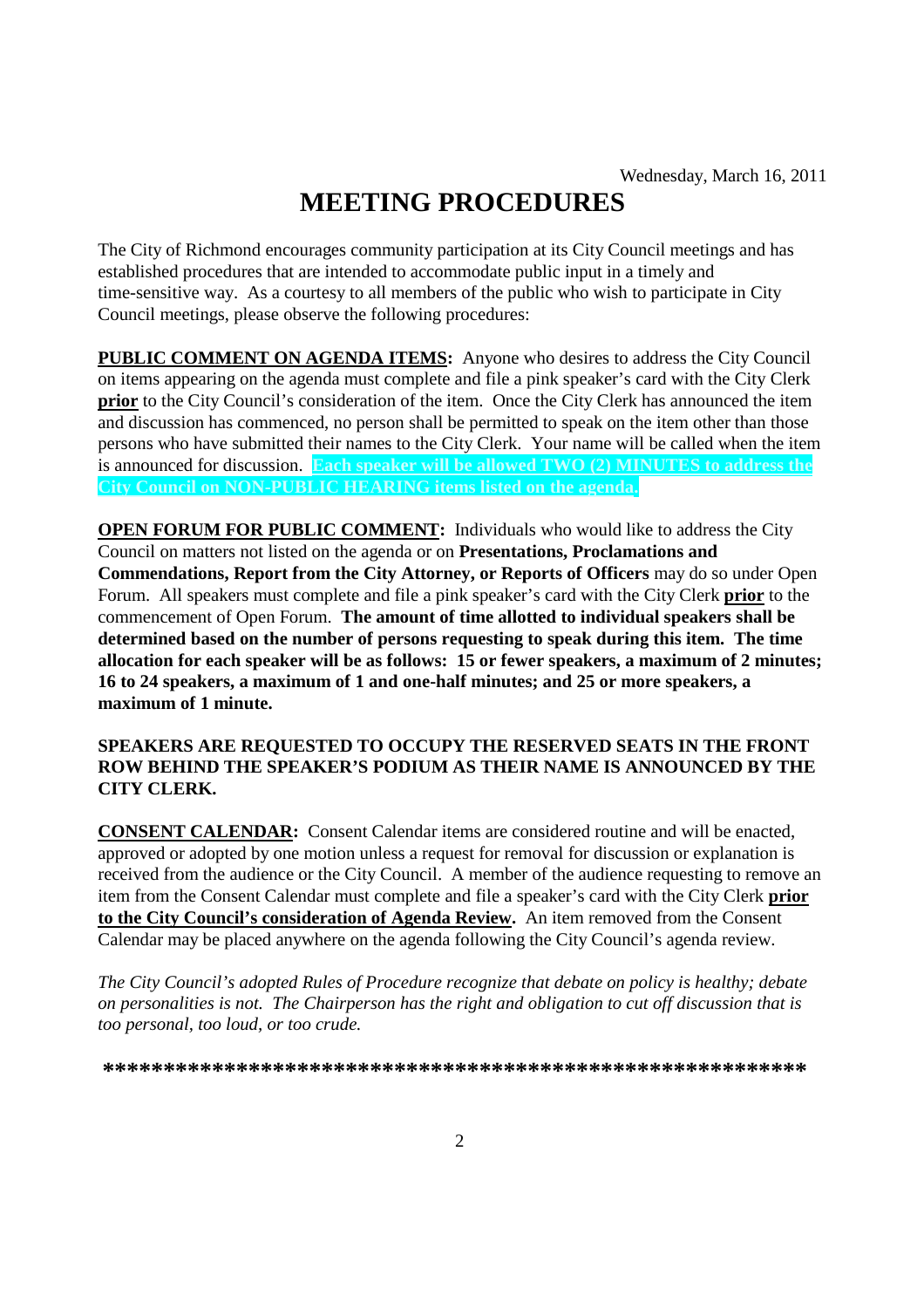Wednesday, March 16, 2011

# MEETING PROCEDURES

The City of Richmond encourages community participation at its City Council meetings and has established procedures that are intended to accommodate public input in a timely and time-sensitive way. As a courtesy to all members of the public who wish to participate in City Council meetings, please observe the following procedures:

**PUBLIC COMMENT ON AGENDA ITEMS:** Anyone who desires to address the City Council on items appearing on the agenda must complete and file a pink speaker's card with the City Clerk **prior** to the City Council's consideration of the item. Once the City Clerk has announced the item and discussion has commenced, no person shall be permitted to speak on the item other than those persons who have submitted their names to the City Clerk. Your name will be called when the item is announced for discussion. **Each speaker will be allowed TWO (2) MINUTES to address the City Council on NON-PUBLIC HEARING items listed on the agenda.**

**OPEN FORUM FOR PUBLIC COMMENT:** Individuals who would like to address the City Council on matters not listed on the agenda or on **Presentations, Proclamations and Commendations, Report from the City Attorney, or Reports of Officers** may do so under Open Forum. All speakers must complete and file a pink speaker's card with the City Clerk **prior** to the commencement of Open Forum. **The amount of time allotted to individual speakers shall be determined based on the number of persons requesting to speak during this item. The time allocation for each speaker will be as follows: 15 or fewer speakers, a maximum of 2 minutes; 16 to 24 speakers, a maximum of 1 and one-half minutes; and 25 or more speakers, a maximum of 1 minute.**

**SPEAKERS ARE REQUESTED TO OCCUPY THE RESERVED SEATS IN THE FRONT ROW BEHIND THE SPEAKER'S PODIUM AS THEIR NAME IS ANNOUNCED BY THE CITY CLERK.**

**CONSENT CALENDAR:** Consent Calendar items are considered routine and will be enacted, approved or adopted by one motion unless a request for removal for discussion or explanation is received from the audience or the City Council. A member of the audience requesting to remove an item from the Consent Calendar must complete and file a speaker's card with the City Clerk **prior to the City Council's consideration of Agenda Review.** An item removed from the Consent Calendar may be placed anywhere on the agenda following the City Council's agenda review.

*The City Council's adopted Rules of Procedure recognize that debate on policy is healthy; debate on personalities is not. The Chairperson has the right and obligation to cut off discussion that is too personal, too loud, or too crude.*

**\*\*\*\*\*\*\*\*\*\*\*\*\*\*\*\*\*\*\*\*\*\*\*\*\*\*\*\*\*\*\*\*\*\*\*\*\*\*\*\*\*\*\*\*\*\*\*\*\*\*\*\*\*\*\*\*\*\***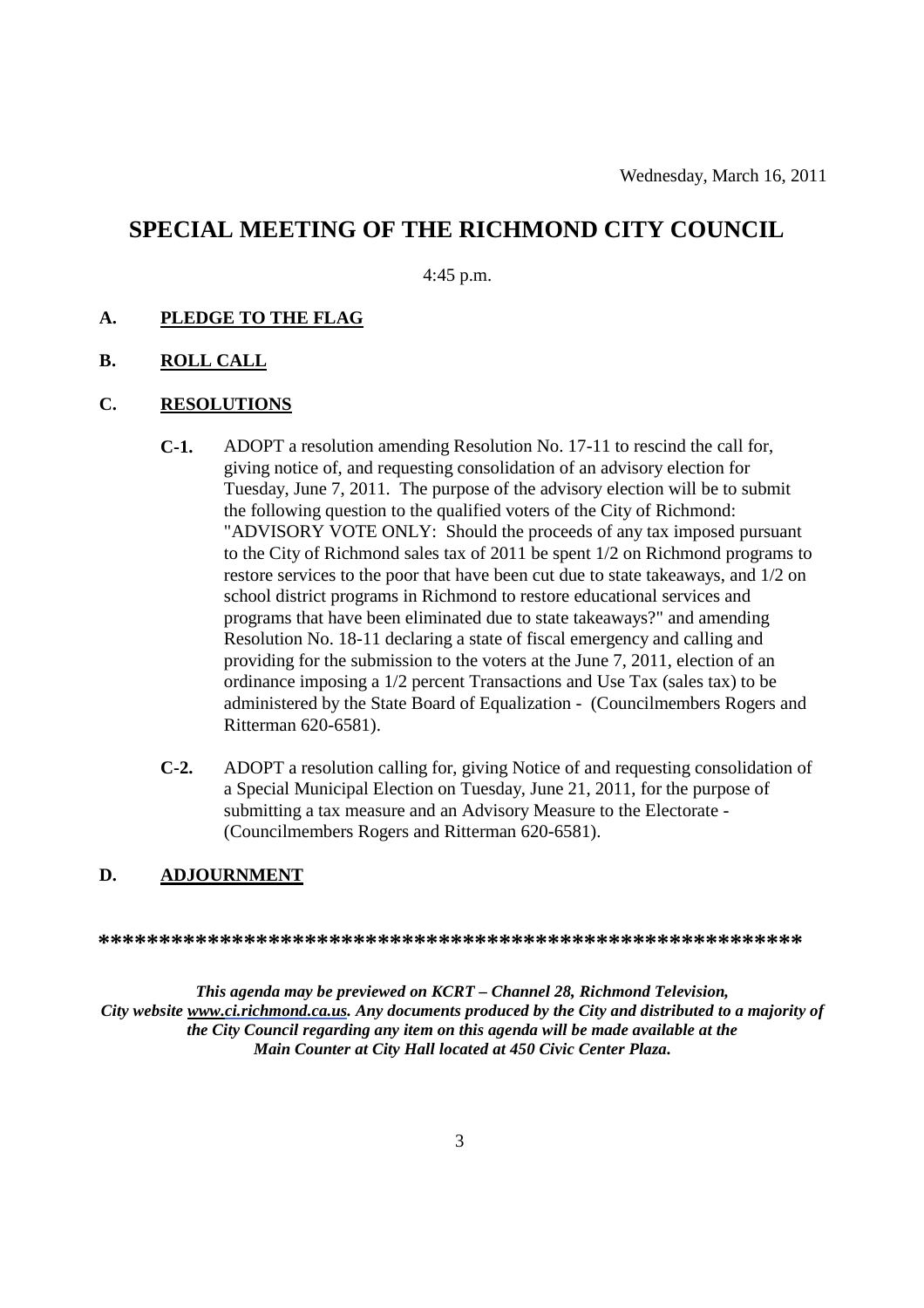Wednesday, March 16, 2011

# SPECIAL MEETING OF THE RICHMOND CITY COUNCIL

4:45 p.m.

## A. PLEDGE TO THE FLAG

## B. ROLL CALL

## C. RESOLUTIONS

**C-1.** ADOPT a resolution amending Resolution No. 17-11 to rescind the call for, giving notice of, and requesting consolidation of an advisory election for Tuesday, June 7, 2011. The purpose of the advisory election will be to submit the following question to the qualified voters of the City of Richmond: "ADVISORY VOTE ONLY: Should the proceeds of any tax imposed pursuant to the City of Richmond sales tax of 2011 be spent 1/2 on Richmond programs to restore services to the poor that have been cut due to state takeaways, and 1/2 on school district programs in Richmond to restore educational services and programs that have been eliminated due to state takeaways?" and amending Resolution No. 18-11 declaring a state of fiscal emergency and calling and providing for the submission to the voters at the June 7, 2011, election of an ordinance imposing a 1/2 percent Transactions and Use Tax (sales tax) to be administered by the State Board of Equalization - (Councilmembers Rogers and Ritterman 620-6581).

**C-2.** ADOPT a resolution calling for, giving Notice of and requesting consolidation of a Special Municipal Election on Tuesday, June 21, 2011, for the purpose of submitting a tax measure and an Advisory Measure to the Electorate - (Councilmembers Rogers and Ritterman 620-6581).

## D. ADJOURNMENT

**************************************************************

***This agenda may be previewed on KCRT – Channel 28, Richmond Television, City website www.ci.richmond.ca.us. Any documents produced by the City and distributed to a majority of the City Council regarding any item on this agenda will be made available at the Main Counter at City Hall located at 450 Civic Center Plaza.***